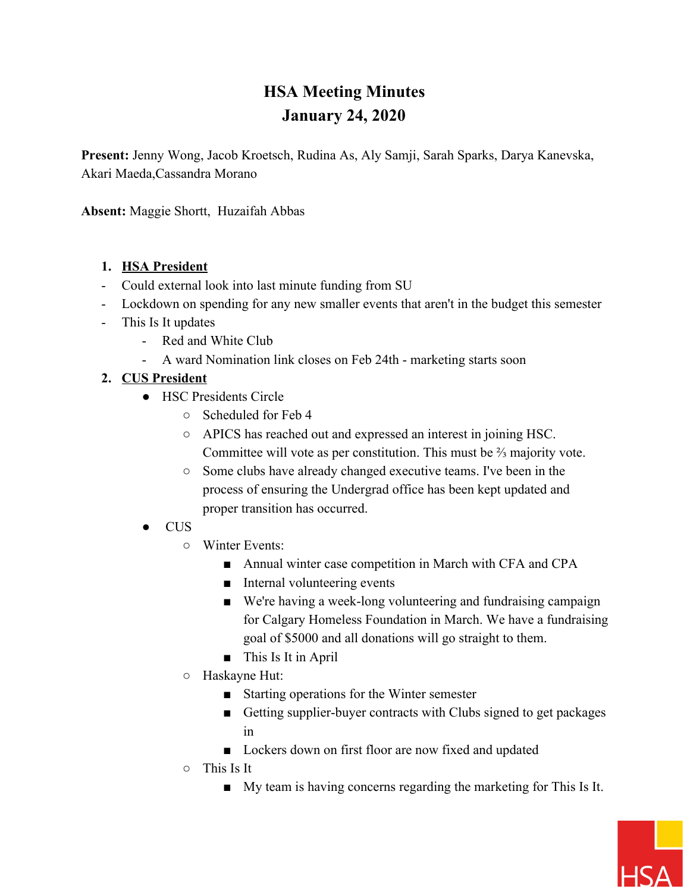# HSA Meeting Minutes
## January 24, 2020

**Present:** Jenny Wong, Jacob Kroetsch, Rudina As, Aly Samji, Sarah Sparks, Darya Kanevska, Akari Maeda,Cassandra Morano

**Absent:** Maggie Shortt, Huzaifah Abbas

1. **HSA President**
   - Could external look into last minute funding from SU
   - Lockdown on spending for any new smaller events that aren't in the budget this semester
   - This Is It updates
     - Red and White Club
     - A ward Nomination link closes on Feb 24th - marketing starts soon
2. **CUS President**
   - HSC Presidents Circle
     - Scheduled for Feb 4
     - APICS has reached out and expressed an interest in joining HSC. Committee will vote as per constitution. This must be ⅔ majority vote.
     - Some clubs have already changed executive teams. I've been in the process of ensuring the Undergrad office has been kept updated and proper transition has occurred.
   - CUS
     - Winter Events:
       - Annual winter case competition in March with CFA and CPA
       - Internal volunteering events
       - We're having a week-long volunteering and fundraising campaign for Calgary Homeless Foundation in March. We have a fundraising goal of $5000 and all donations will go straight to them.
       - This Is It in April
     - Haskayne Hut:
       - Starting operations for the Winter semester
       - Getting supplier-buyer contracts with Clubs signed to get packages in
       - Lockers down on first floor are now fixed and updated
     - This Is It
       - My team is having concerns regarding the marketing for This Is It.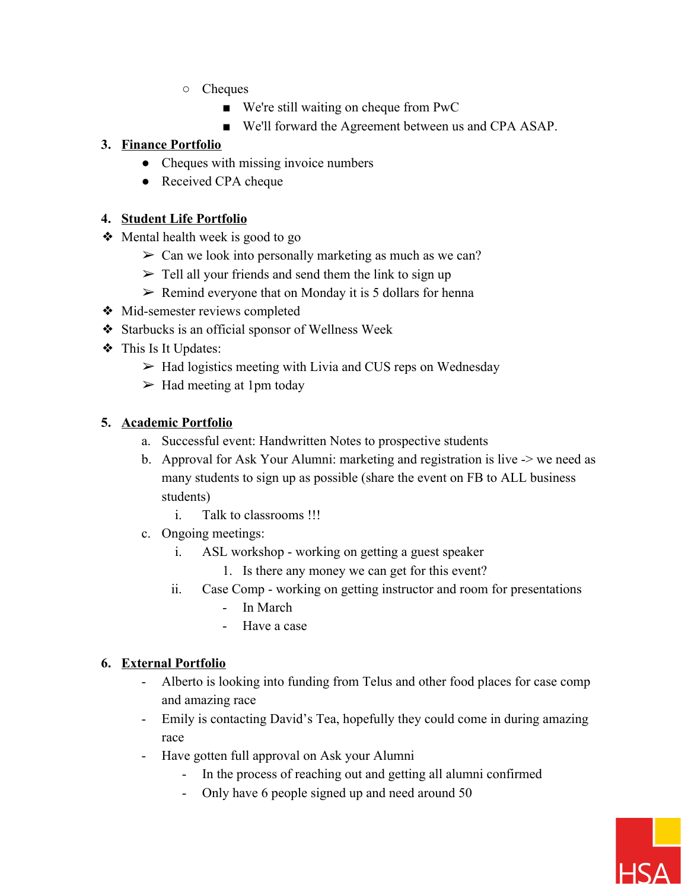- Cheques
  - We're still waiting on cheque from PwC
  - We'll forward the Agreement between us and CPA ASAP.

3. **<u>Finance Portfolio</u>**
   - Cheques with missing invoice numbers
   - Received CPA cheque

4. **<u>Student Life Portfolio</u>**

- Mental health week is good to go
  - Can we look into personally marketing as much as we can?
  - Tell all your friends and send them the link to sign up
  - Remind everyone that on Monday it is 5 dollars for henna
- Mid-semester reviews completed
- Starbucks is an official sponsor of Wellness Week
- This Is It Updates:
  - Had logistics meeting with Livia and CUS reps on Wednesday
  - Had meeting at 1pm today

5. **<u>Academic Portfolio</u>**
   a. Successful event: Handwritten Notes to prospective students
   b. Approval for Ask Your Alumni: marketing and registration is live -> we need as many students to sign up as possible (share the event on FB to ALL business students)
      i. Talk to classrooms !!!
   c. Ongoing meetings:
      i. ASL workshop - working on getting a guest speaker
         1. Is there any money we can get for this event?
      ii. Case Comp - working on getting instructor and room for presentations
         - In March
         - Have a case

6. **<u>External Portfolio</u>**
   - Alberto is looking into funding from Telus and other food places for case comp and amazing race
   - Emily is contacting David's Tea, hopefully they could come in during amazing race
   - Have gotten full approval on Ask your Alumni
     - In the process of reaching out and getting all alumni confirmed
     - Only have 6 people signed up and need around 50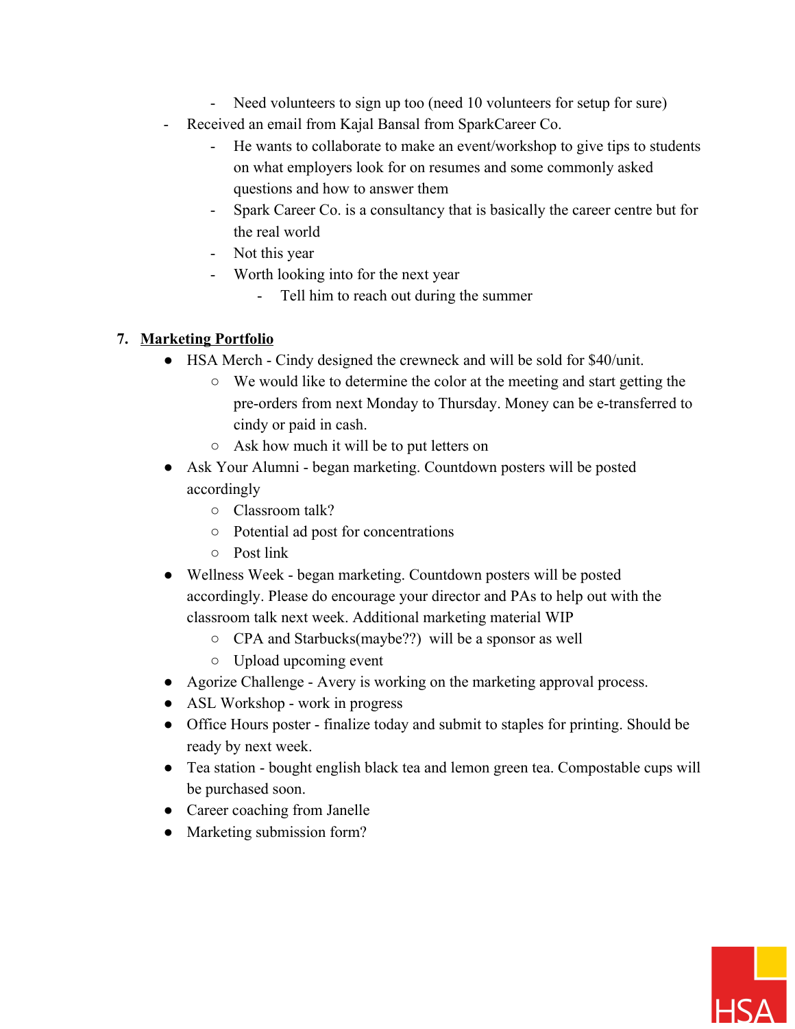- Need volunteers to sign up too (need 10 volunteers for setup for sure)
    - Received an email from Kajal Bansal from SparkCareer Co.
        - He wants to collaborate to make an event/workshop to give tips to students on what employers look for on resumes and some commonly asked questions and how to answer them
        - Spark Career Co. is a consultancy that is basically the career centre but for the real world
        - Not this year
        - Worth looking into for the next year
            - Tell him to reach out during the summer

7. **<u>Marketing Portfolio</u>**
    - HSA Merch - Cindy designed the crewneck and will be sold for $40/unit.
        - We would like to determine the color at the meeting and start getting the pre-orders from next Monday to Thursday. Money can be e-transferred to cindy or paid in cash.
        - Ask how much it will be to put letters on
    - Ask Your Alumni - began marketing. Countdown posters will be posted accordingly
        - Classroom talk?
        - Potential ad post for concentrations
        - Post link
    - Wellness Week - began marketing. Countdown posters will be posted accordingly. Please do encourage your director and PAs to help out with the classroom talk next week. Additional marketing material WIP
        - CPA and Starbucks(maybe??) will be a sponsor as well
        - Upload upcoming event
    - Agorize Challenge - Avery is working on the marketing approval process.
    - ASL Workshop - work in progress
    - Office Hours poster - finalize today and submit to staples for printing. Should be ready by next week.
    - Tea station - bought english black tea and lemon green tea. Compostable cups will be purchased soon.
    - Career coaching from Janelle
    - Marketing submission form?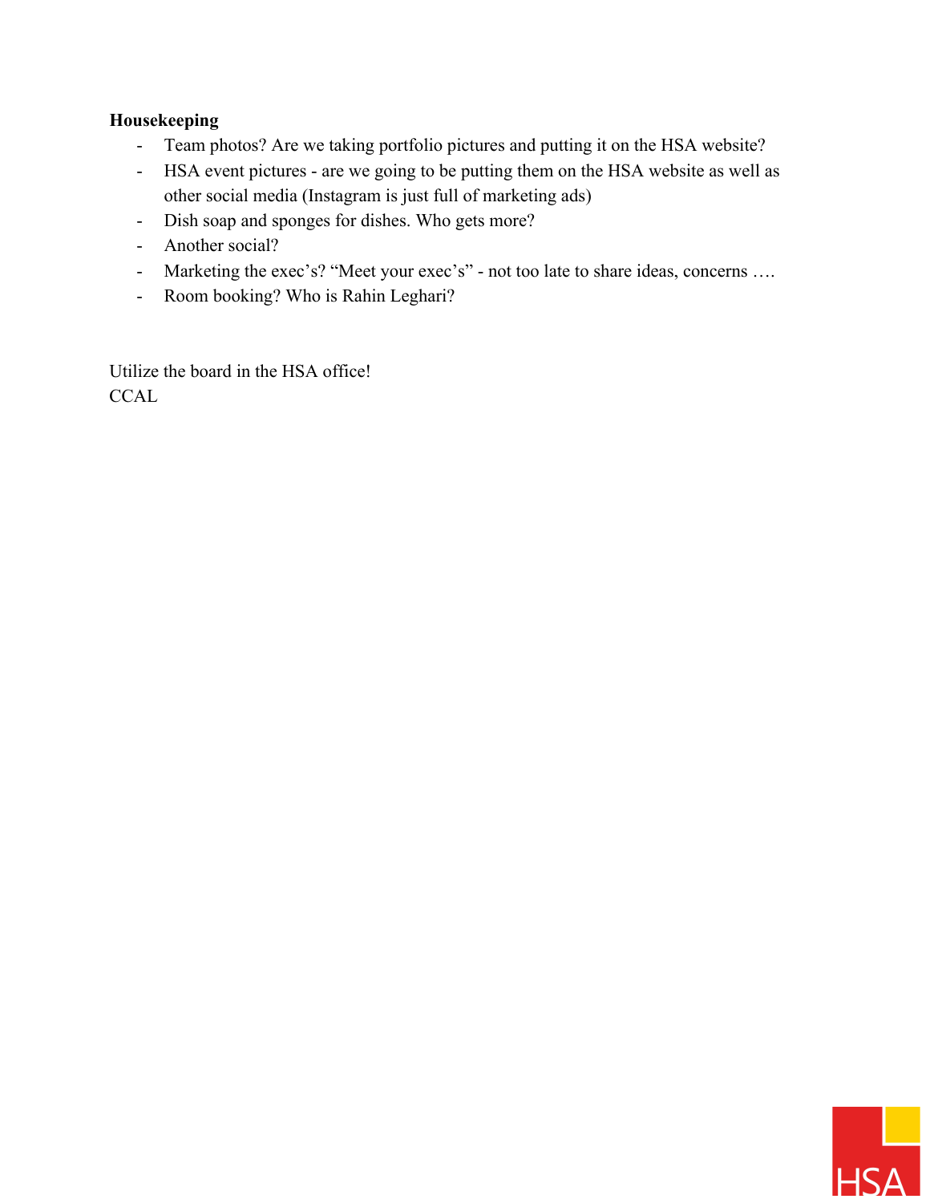**Housekeeping**

- Team photos? Are we taking portfolio pictures and putting it on the HSA website?
- HSA event pictures - are we going to be putting them on the HSA website as well as other social media (Instagram is just full of marketing ads)
- Dish soap and sponges for dishes. Who gets more?
- Another social?
- Marketing the exec's? "Meet your exec's" - not too late to share ideas, concerns ….
- Room booking? Who is Rahin Leghari?

Utilize the board in the HSA office!
CCAL